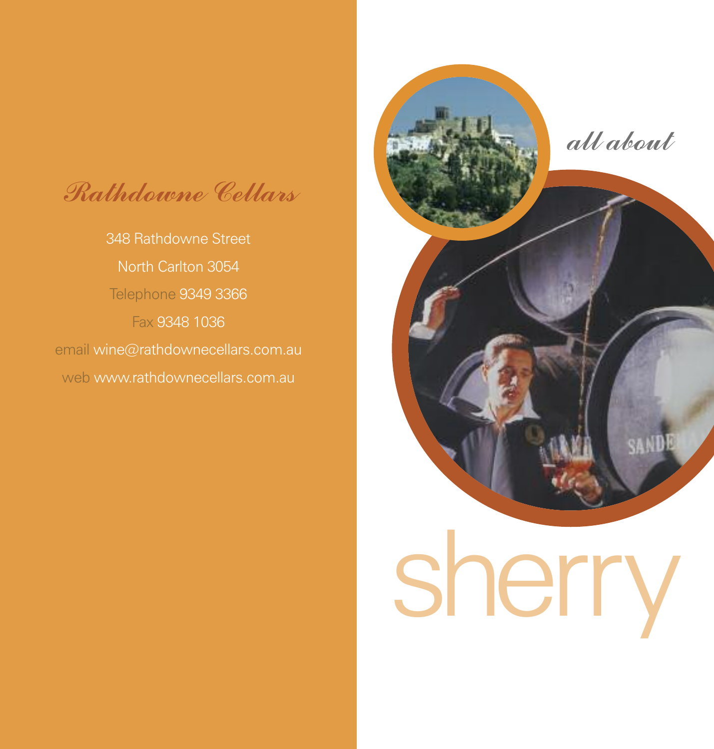# all about sherry

## Rathdowne Cellars

348 Rathdowne Street

North Carlton 3054

Telephone 9349 3366

Fax 9348 1036

email wine@rathdownecellars.com.au

web www.rathdownecellars.com.au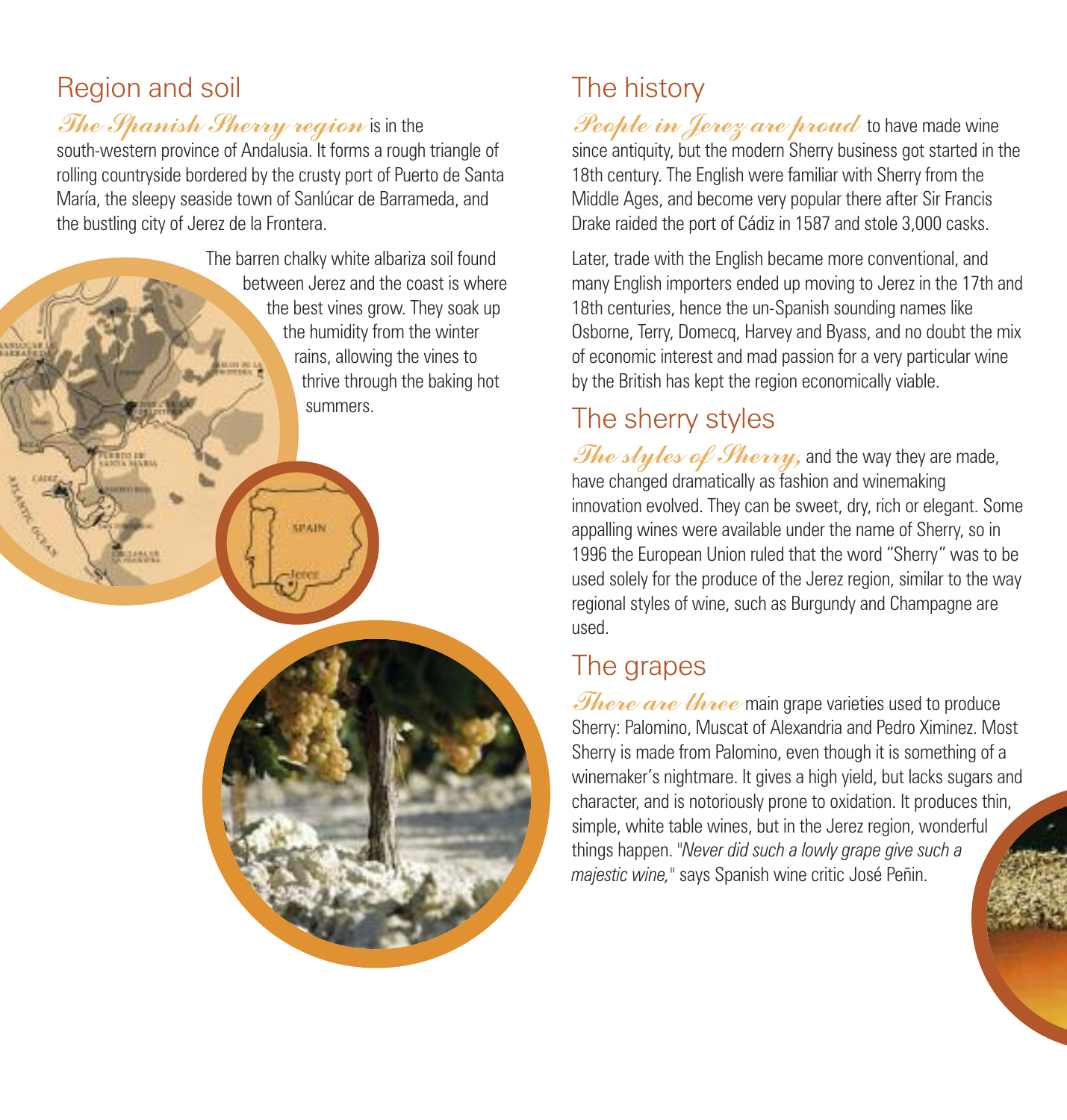## Region and soil

*The Spanish Sherry region* is in the south-western province of Andalusia. It forms a rough triangle of rolling countryside bordered by the crusty port of Puerto de Santa María, the sleepy seaside town of Sanlúcar de Barrameda, and the bustling city of Jerez de la Frontera.

The barren chalky white albariza soil found between Jerez and the coast is where the best vines grow. They soak up the humidity from the winter rains, allowing the vines to thrive through the baking hot summers.

## The history

*People in Jerez are proud* to have made wine since antiquity, but the modern Sherry business got started in the 18th century. The English were familiar with Sherry from the Middle Ages, and become very popular there after Sir Francis Drake raided the port of Cádiz in 1587 and stole 3,000 casks.

Later, trade with the English became more conventional, and many English importers ended up moving to Jerez in the 17th and 18th centuries, hence the un-Spanish sounding names like Osborne, Terry, Domecq, Harvey and Byass, and no doubt the mix of economic interest and mad passion for a very particular wine by the British has kept the region economically viable.

## The sherry styles

*The styles of Sherry,* and the way they are made, have changed dramatically as fashion and winemaking innovation evolved. They can be sweet, dry, rich or elegant. Some appalling wines were available under the name of Sherry, so in 1996 the European Union ruled that the word "Sherry" was to be used solely for the produce of the Jerez region, similar to the way regional styles of wine, such as Burgundy and Champagne are used.

## The grapes

*There are three* main grape varieties used to produce Sherry: Palomino, Muscat of Alexandria and Pedro Ximinez. Most Sherry is made from Palomino, even though it is something of a winemaker's nightmare. It gives a high yield, but lacks sugars and character, and is notoriously prone to oxidation. It produces thin, simple, white table wines, but in the Jerez region, wonderful things happen. "*Never did such a lowly grape give such a majestic wine,*" says Spanish wine critic José Peñin.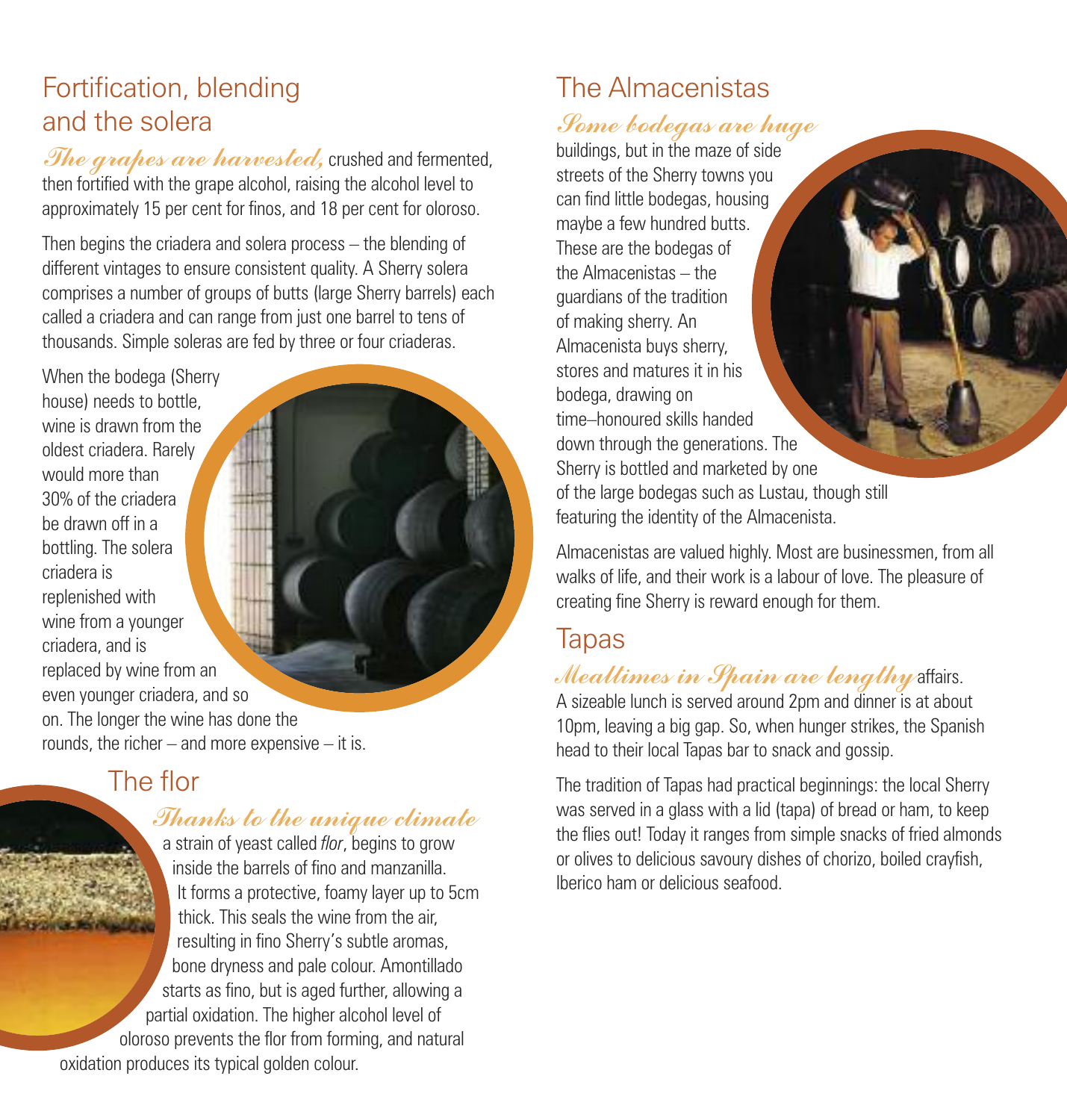## Fortification, blending and the solera

*The grapes are harvested,* crushed and fermented, then fortified with the grape alcohol, raising the alcohol level to approximately 15 per cent for finos, and 18 per cent for oloroso.

Then begins the criadera and solera process – the blending of different vintages to ensure consistent quality. A Sherry solera comprises a number of groups of butts (large Sherry barrels) each called a criadera and can range from just one barrel to tens of thousands. Simple soleras are fed by three or four criaderas.

When the bodega (Sherry house) needs to bottle, wine is drawn from the oldest criadera. Rarely would more than 30% of the criadera be drawn off in a bottling. The solera criadera is replenished with wine from a younger criadera, and is replaced by wine from an even younger criadera, and so on. The longer the wine has done the rounds, the richer – and more expensive – it is.

## The flor

*Thanks to the unique climate* a strain of yeast called *flor*, begins to grow inside the barrels of fino and manzanilla. It forms a protective, foamy layer up to 5cm thick. This seals the wine from the air, resulting in fino Sherry's subtle aromas, bone dryness and pale colour. Amontillado starts as fino, but is aged further, allowing a partial oxidation. The higher alcohol level of oloroso prevents the flor from forming, and natural oxidation produces its typical golden colour.

## The Almacenistas

*Some bodegas are huge* buildings, but in the maze of side streets of the Sherry towns you can find little bodegas, housing maybe a few hundred butts. These are the bodegas of the Almacenistas – the guardians of the tradition of making sherry. An Almacenista buys sherry, stores and matures it in his bodega, drawing on time–honoured skills handed down through the generations. The Sherry is bottled and marketed by one of the large bodegas such as Lustau, though still featuring the identity of the Almacenista.

Almacenistas are valued highly. Most are businessmen, from all walks of life, and their work is a labour of love. The pleasure of creating fine Sherry is reward enough for them.

## Tapas

*Mealtimes in Spain are lengthy* affairs. A sizeable lunch is served around 2pm and dinner is at about 10pm, leaving a big gap. So, when hunger strikes, the Spanish head to their local Tapas bar to snack and gossip.

The tradition of Tapas had practical beginnings: the local Sherry was served in a glass with a lid (tapa) of bread or ham, to keep the flies out! Today it ranges from simple snacks of fried almonds or olives to delicious savoury dishes of chorizo, boiled crayfish, Iberico ham or delicious seafood.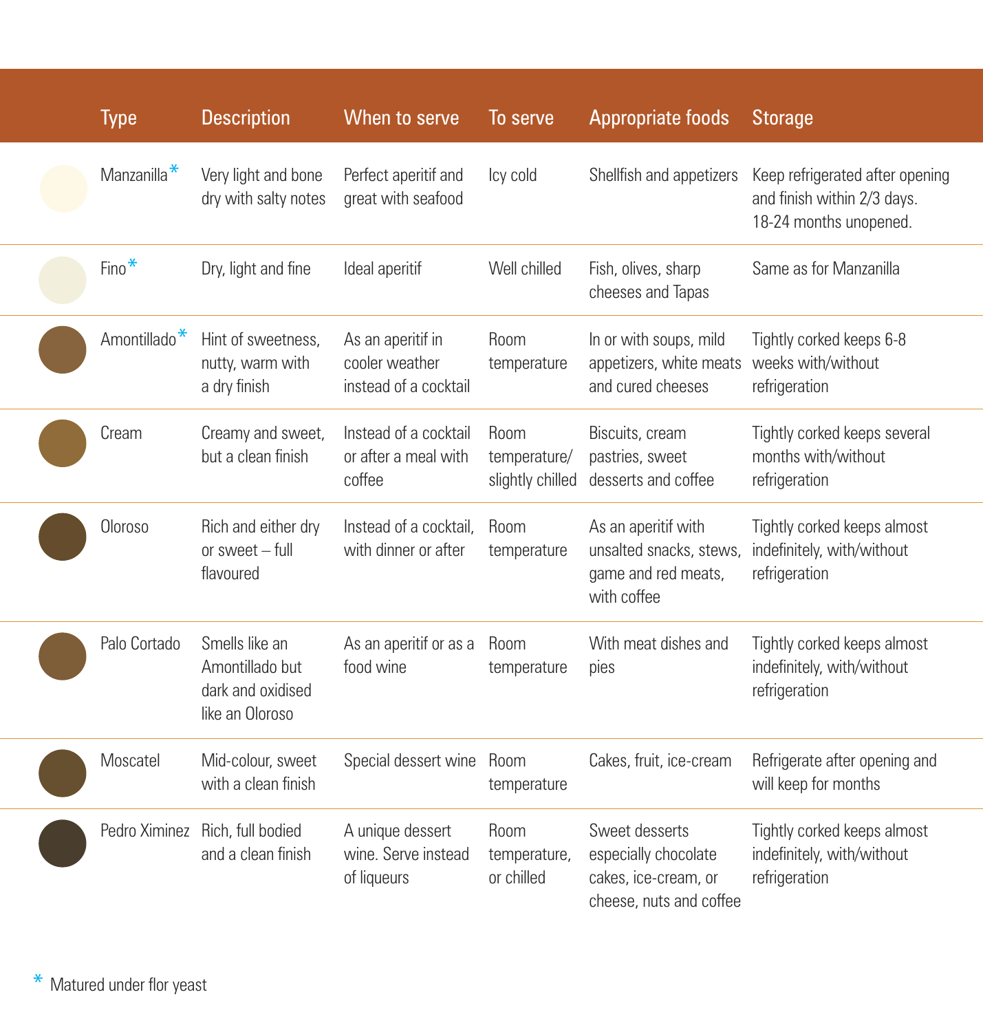| Type | Description | When to serve | To serve | Appropriate foods | Storage |
|---|---|---|---|---|---|
| Manzanilla* | Very light and bone dry with salty notes | Perfect aperitif and great with seafood | Icy cold | Shellfish and appetizers | Keep refrigerated after opening and finish within 2/3 days. 18-24 months unopened. |
| Fino* | Dry, light and fine | Ideal aperitif | Well chilled | Fish, olives, sharp cheeses and Tapas | Same as for Manzanilla |
| Amontillado* | Hint of sweetness, nutty, warm with a dry finish | As an aperitif in cooler weather instead of a cocktail | Room temperature | In or with soups, mild appetizers, white meats and cured cheeses | Tightly corked keeps 6-8 weeks with/without refrigeration |
| Cream | Creamy and sweet, but a clean finish | Instead of a cocktail or after a meal with coffee | Room temperature/ slightly chilled | Biscuits, cream pastries, sweet desserts and coffee | Tightly corked keeps several months with/without refrigeration |
| Oloroso | Rich and either dry or sweet – full flavoured | Instead of a cocktail, with dinner or after | Room temperature | As an aperitif with unsalted snacks, stews, game and red meats, with coffee | Tightly corked keeps almost indefinitely, with/without refrigeration |
| Palo Cortado | Smells like an Amontillado but dark and oxidised like an Oloroso | As an aperitif or as a food wine | Room temperature | With meat dishes and pies | Tightly corked keeps almost indefinitely, with/without refrigeration |
| Moscatel | Mid-colour, sweet with a clean finish | Special dessert wine | Room temperature | Cakes, fruit, ice-cream | Refrigerate after opening and will keep for months |
| Pedro Ximinez | Rich, full bodied and a clean finish | A unique dessert wine. Serve instead of liqueurs | Room temperature, or chilled | Sweet desserts especially chocolate cakes, ice-cream, or cheese, nuts and coffee | Tightly corked keeps almost indefinitely, with/without refrigeration |

* Matured under flor yeast